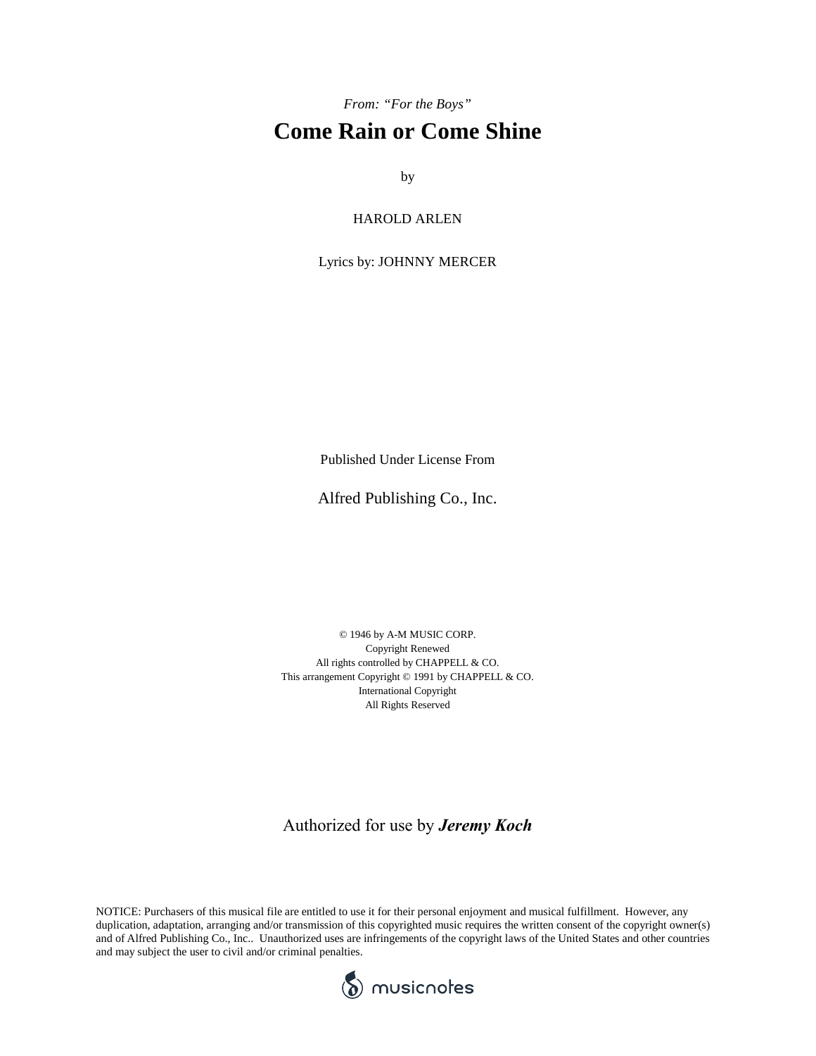*From: "For the Boys"*

# Come Rain or Come Shine

by

HAROLD ARLEN

Lyrics by: JOHNNY MERCER

Published Under License From

Alfred Publishing Co., Inc.

© 1946 by A-M MUSIC CORP.
Copyright Renewed
All rights controlled by CHAPPELL & CO.
This arrangement Copyright © 1991 by CHAPPELL & CO.
International Copyright
All Rights Reserved

Authorized for use by ***Jeremy Koch***

NOTICE: Purchasers of this musical file are entitled to use it for their personal enjoyment and musical fulfillment. However, any duplication, adaptation, arranging and/or transmission of this copyrighted music requires the written consent of the copyright owner(s) and of Alfred Publishing Co., Inc.. Unauthorized uses are infringements of the copyright laws of the United States and other countries and may subject the user to civil and/or criminal penalties.

musicnotes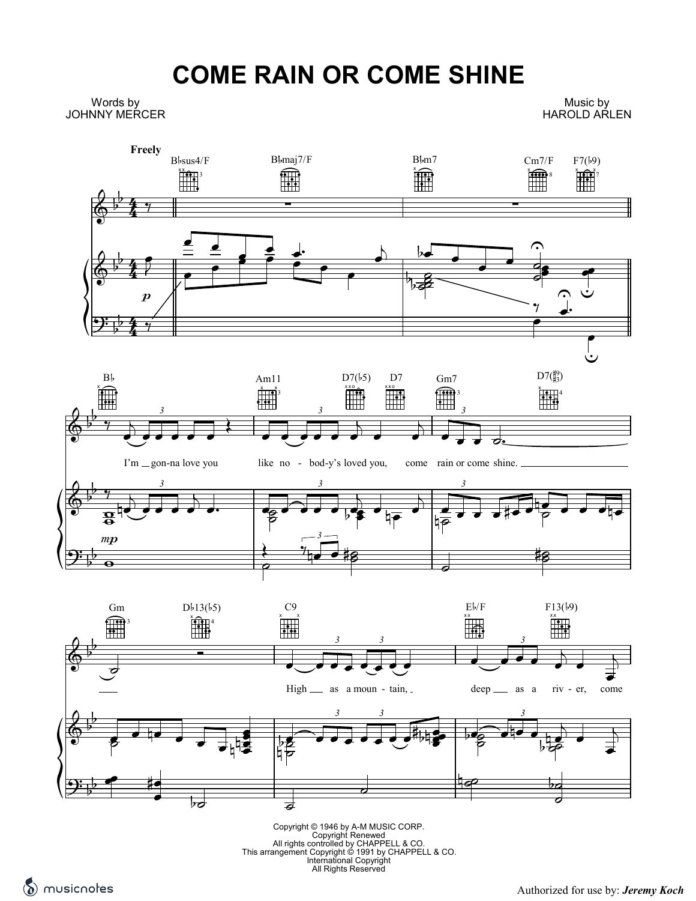# COME RAIN OR COME SHINE

Words by
JOHNNY MERCER

Music by
HAROLD ARLEN

Copyright © 1946 by A-M MUSIC CORP.
Copyright Renewed
All rights controlled by CHAPPELL & CO.
This arrangement Copyright © 1991 by CHAPPELL & CO.
International Copyright
All Rights Reserved

Authorized for use by: *Jeremy Koch*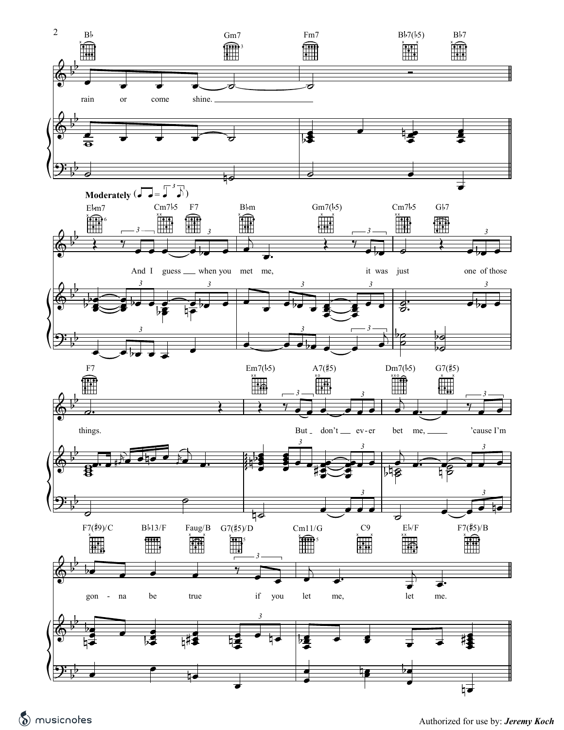B♭ Gm7 Fm7 B♭7(♭5) B♭7

rain or come shine.

**Moderately**

E♭m7 Cm7♭5 F7 B♭m Gm7(♭5) Cm7♭5 G♭7

And I guess when you met me, it was just one of those

F7 Em7(♭5) A7(♯5) Dm7(♭5) G7(♯5)

things. But don't ev-er bet me, 'cause I'm

F7(♯9)/C B♭13/F Faug/B G7(♯5)/D Cm11/G C9 E♭/F F7(♯5)/B

gon-na be true if you let me, let me.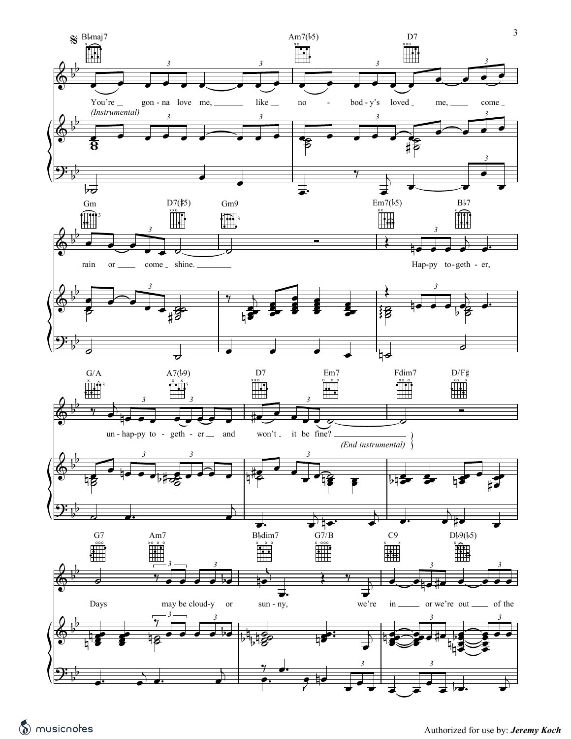Bbmaj7 Am7(b5) D7

You're gon - na love me, like no - bod - y's loved me, come

*(Instrumental)*

Gm D7(#5) Gm9 Em7(b5) Bb7

rain or come shine. Hap - py to - geth - er,

G/A A7(b9) D7 Em7 Fdim7 D/F#

un - hap - py to - geth - er and won't it be fine?

*(End instrumental)*

G7 Am7 Bbdim7 G7/B C9 Db9(b5)

Days may be cloud - y or sun - ny, we're in or we're out of the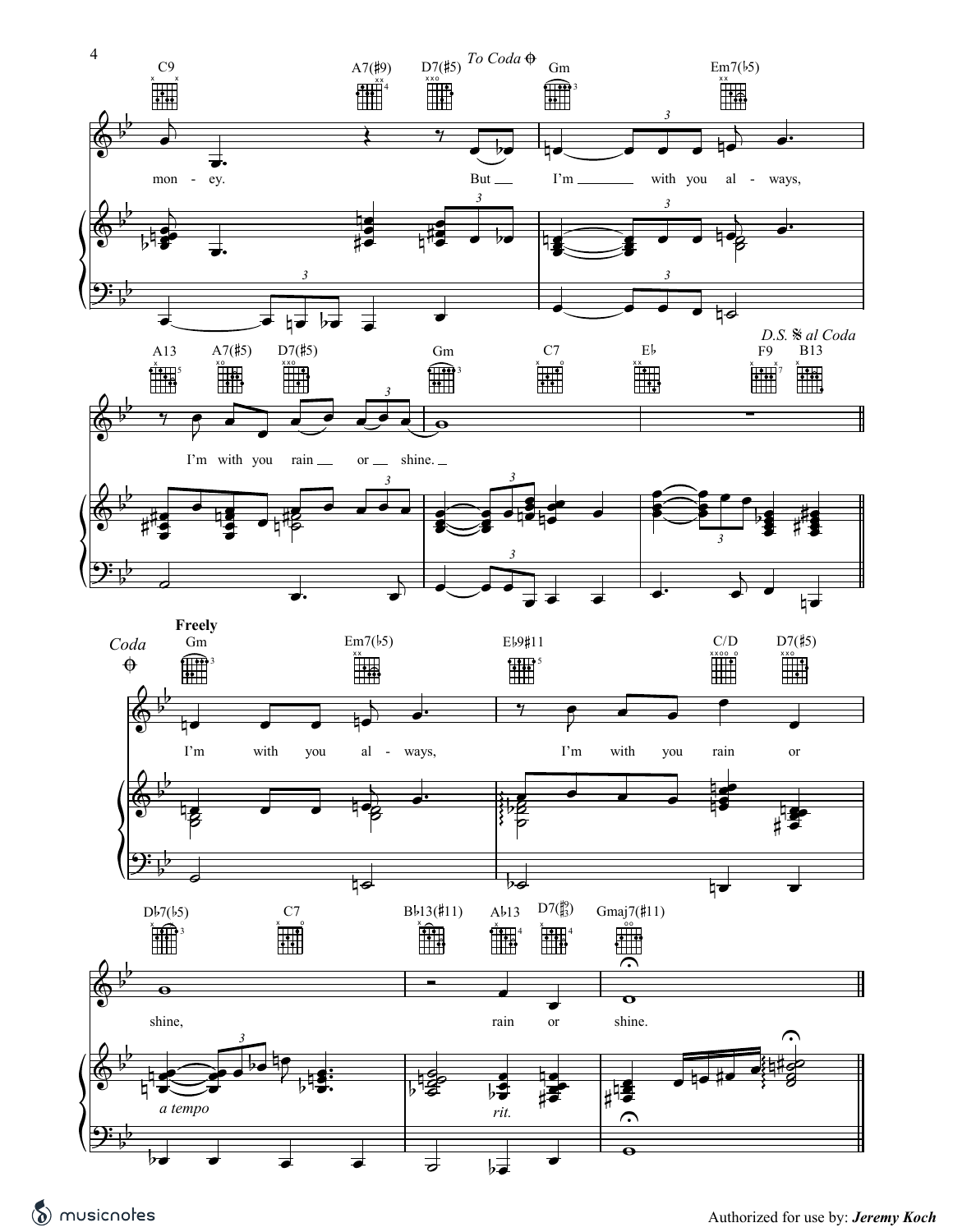C9 A7(♯9) D7(♯5) *To Coda* Gm Em7(♭5)

mon - ey. But I'm with you al - ways,

A13 A7(♯5) D7(♯5) Gm C7 E♭ *D.S. al Coda* F9 B13

I'm with you rain or shine.

**Coda**

**Freely**

Gm Em7(♭5) E♭9♯11 C/D D7(♯5)

I'm with you al - ways, I'm with you rain or

D♭7(♭5) C7 B♭13(♯11) A♭13 D7(♯9/♭13) Gmaj7(♯11)

shine, rain or shine.

*a tempo* *rit.*

Authorized for use by: ***Jeremy Koch***